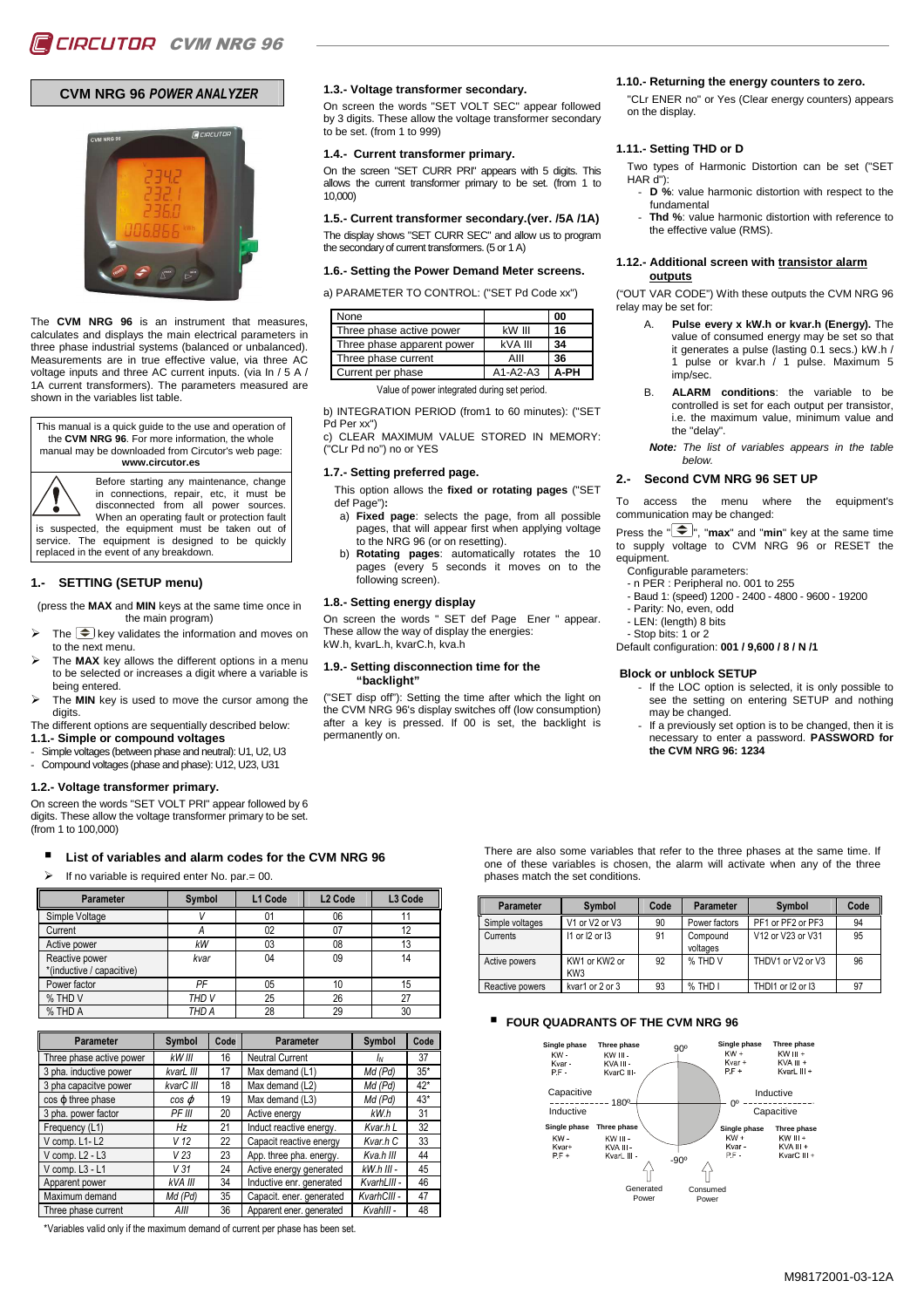# CVM NRG 96 *POWER ANALYZER*

The **CVM NRG 96** is an instrument that measures, calculates and displays the main electrical parameters in three phase industrial systems (balanced or unbalanced). Measurements are in true effective value, via three AC voltage inputs and three AC current inputs. (via In / 5 A / 1A current transformers). The parameters measured are shown in the variables list table.

This manual is a quick guide to the use and operation of the **CVM NRG 96**. For more information, the whole manual may be downloaded from Circutor's web page: **www.circutor.es**

Before starting any maintenance, change in connections, repair, etc, it must be disconnected from all power sources. When an operating fault or protection fault is suspected, the equipment must be taken out of service. The equipment is designed to be quickly replaced in the event of any breakdown.

## 1.- SETTING (SETUP menu)

(press the **MAX** and **MIN** keys at the same time once in the main program)

- The key validates the information and moves on to the next menu.
- The **MAX** key allows the different options in a menu to be selected or increases a digit where a variable is being entered.
- The **MIN** key is used to move the cursor among the digits.

The different options are sequentially described below:

### 1.1.- Simple or compound voltages

- Simple voltages (between phase and neutral): U1, U2, U3
- Compound voltages (phase and phase): U12, U23, U31

### 1.2.- Voltage transformer primary.

On screen the words "SET VOLT PRI" appear followed by 6 digits. These allow the voltage transformer primary to be set. (from 1 to 100,000)

### 1.3.- Voltage transformer secondary.

On screen the words "SET VOLT SEC" appear followed by 3 digits. These allow the voltage transformer secondary to be set. (from 1 to 999)

### 1.4.- Current transformer primary.

On the screen "SET CURR PRI" appears with 5 digits. This allows the current transformer primary to be set. (from 1 to 10,000)

### 1.5.- Current transformer secondary.(ver. /5A /1A)

The display shows "SET CURR SEC" and allow us to program the secondary of current transformers. (5 or 1 A)

### 1.6.- Setting the Power Demand Meter screens.

a) PARAMETER TO CONTROL: ("SET Pd Code xx")

| None | | 00 |
|---|---|---|
| Three phase active power | kW III | 16 |
| Three phase apparent power | kVA III | 34 |
| Three phase current | AIII | 36 |
| Current per phase | A1-A2-A3 | A-PH |

Value of power integrated during set period.

b) INTEGRATION PERIOD (from1 to 60 minutes): ("SET Pd Per xx")

c) CLEAR MAXIMUM VALUE STORED IN MEMORY: ("CLr Pd no") no or YES

### 1.7.- Setting preferred page.

This option allows the **fixed or rotating pages** ("SET def Page")**:**

a) **Fixed page**: selects the page, from all possible pages, that will appear first when applying voltage to the NRG 96 (or on resetting).

b) **Rotating pages**: automatically rotates the 10 pages (every 5 seconds it moves on to the following screen).

### 1.8.- Setting energy display

On screen the words " SET def Page Ener " appear. These allow the way of display the energies: kW.h, kvarL.h, kvarC.h, kva.h

### 1.9.- Setting disconnection time for the "backlight"

("SET disp off"): Setting the time after which the light on the CVM NRG 96's display switches off (low consumption) after a key is pressed. If 00 is set, the backlight is permanently on.

### 1.10.- Returning the energy counters to zero.

"CLr ENER no" or Yes (Clear energy counters) appears on the display.

### 1.11.- Setting THD or D

Two types of Harmonic Distortion can be set ("SET HAR d"):

- **D %**: value harmonic distortion with respect to the fundamental
- **Thd %**: value harmonic distortion with reference to the effective value (RMS).

### 1.12.- Additional screen with transistor alarm outputs

("OUT VAR CODE") With these outputs the CVM NRG 96 relay may be set for:

A. **Pulse every x kW.h or kvar.h (Energy).** The value of consumed energy may be set so that it generates a pulse (lasting 0.1 secs.) kW.h / 1 pulse or kvar.h / 1 pulse. Maximum 5 imp/sec.

B. **ALARM conditions**: the variable to be controlled is set for each output per transistor, i.e. the maximum value, minimum value and the "delay".

***Note:*** *The list of variables appears in the table below.*

## 2.- Second CVM NRG 96 SET UP

To access the menu where the equipment's communication may be changed:

Press the " " key, "**max**" and "**min**" key at the same time to supply voltage to CVM NRG 96 or RESET the equipment.

Configurable parameters:

- n PER : Peripheral no. 001 to 255
- Baud 1: (speed) 1200 - 2400 - 4800 - 9600 - 19200
- Parity: No, even, odd
- LEN: (length) 8 bits
- Stop bits: 1 or 2

Default configuration: **001 / 9,600 / 8 / N /1**

### Block or unblock SETUP

- If the LOC option is selected, it is only possible to see the setting on entering SETUP and nothing may be changed.
- If a previously set option is to be changed, then it is necessary to enter a password. **PASSWORD for the CVM NRG 96: 1234**

## List of variables and alarm codes for the CVM NRG 96

- If no variable is required enter No. par.= 00.

| Parameter | Symbol | L1 Code | L2 Code | L3 Code |
|---|---|---|---|---|
| Simple Voltage | *V* | 01 | 06 | 11 |
| Current | *A* | 02 | 07 | 12 |
| Active power | *kW* | 03 | 08 | 13 |
| Reactive power *(inductive / capacitive) | *kvar* | 04 | 09 | 14 |
| Power factor | *PF* | 05 | 10 | 15 |
| % THD V | *THD V* | 25 | 26 | 27 |
| % THD A | *THD A* | 28 | 29 | 30 |

| Parameter | Symbol | Code | Parameter | Symbol | Code |
|---|---|---|---|---|---|
| Three phase active power | *kW III* | 16 | Neutral Current | $I_N$ | 37 |
| 3 pha. inductive power | *kvarL III* | 17 | Max demand (L1) | *Md (Pd)* | 35* |
| 3 pha capacitve power | *kvarC III* | 18 | Max demand (L2) | *Md (Pd)* | 42* |
| cos φ three phase | *cos φ* | 19 | Max demand (L3) | *Md (Pd)* | 43* |
| 3 pha. power factor | *PF III* | 20 | Active energy | *kW.h* | 31 |
| Frequency (L1) | *Hz* | 21 | Induct reactive energy. | *Kvar.h L* | 32 |
| V comp. L1- L2 | *V 12* | 22 | Capacit reactive energy | *Kvar.h C* | 33 |
| V comp. L2 - L3 | *V 23* | 23 | App. three pha. energy. | *Kva.h III* | 44 |
| V comp. L3 - L1 | *V 31* | 24 | Active energy generated | *kW.h III -* | 45 |
| Apparent power | *kVA III* | 34 | Inductive enr. generated | *KvarhLIII -* | 46 |
| Maximum demand | *Md (Pd)* | 35 | Capacit. ener. generated | *KvarhCIII -* | 47 |
| Three phase current | *AIII* | 36 | Apparent ener. generated | *KvahIII -* | 48 |

*Variables valid only if the maximum demand of current per phase has been set.

There are also some variables that refer to the three phases at the same time. If one of these variables is chosen, the alarm will activate when any of the three phases match the set conditions.

| Parameter | Symbol | Code | Parameter | Symbol | Code |
|---|---|---|---|---|---|
| Simple voltages | V1 or V2 or V3 | 90 | Power factors | PF1 or PF2 or PF3 | 94 |
| Currents | I1 or I2 or I3 | 91 | Compound voltages | V12 or V23 or V31 | 95 |
| Active powers | KW1 or KW2 or KW3 | 92 | % THD V | THDV1 or V2 or V3 | 96 |
| Reactive powers | kvar1 or 2 or 3 | 93 | % THD I | THDI1 or I2 or I3 | 97 |

## FOUR QUADRANTS OF THE CVM NRG 96

| Single phase | Three phase | | Single phase | Three phase |
|---|---|---|---|---|
| KW - | KW III - | 90º | KW + | KW III + |
| Kvar - | KVA III - | | Kvar + | KVA III + |
| P.F - | KvarC III- | | P.F + | KvarL III + |
| Capacitive / Inductive | | 180º — 0º | Inductive / Capacitive | |
| KW - | KW III - | | KW + | KW III + |
| Kvar+ | KVA III - | | Kvar - | KVA III + |
| P.F + | KvarL III - | -90º | P.F - | KvarC III + |
| Generated Power | | | Consumed Power | |

M98172001-03-12A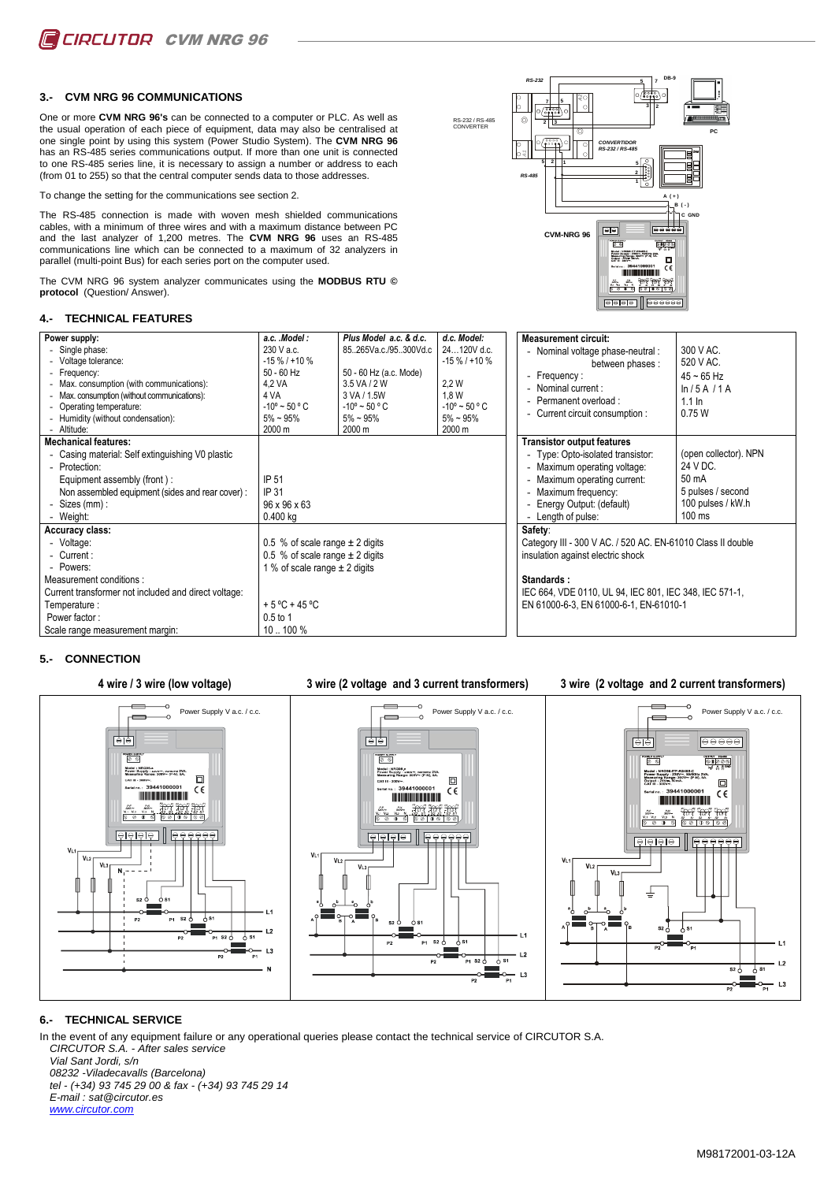## 3.- CVM NRG 96 COMMUNICATIONS

One or more **CVM NRG 96's** can be connected to a computer or PLC. As well as the usual operation of each piece of equipment, data may also be centralised at one single point by using this system (Power Studio System). The **CVM NRG 96** has an RS-485 series communications output. If more than one unit is connected to one RS-485 series line, it is necessary to assign a number or address to each (from 01 to 255) so that the central computer sends data to those addresses.

To change the setting for the communications see section 2.

The RS-485 connection is made with woven mesh shielded communications cables, with a minimum of three wires and with a maximum distance between PC and the last analyzer of 1,200 metres. The **CVM NRG 96** uses an RS-485 communications line which can be connected to a maximum of 32 analyzers in parallel (multi-point Bus) for each series port on the computer used.

The CVM NRG 96 system analyzer communicates using the **MODBUS RTU © protocol** (Question/ Answer).

RS-232
DB-9
RS-232 / RS-485 CONVERTER
PC
CONVERTIDOR RS-232 / RS-485
RS-485
A (+)
B (-)
C GND
CVM-NRG 96

## 4.- TECHNICAL FEATURES

| Power supply: | *a.c. .Model :* | *Plus Model a.c. & d.c.* | *d.c. Model:* |
|---|---|---|---|
| - Single phase: | 230 V a.c. | 85..265Va.c./95..300Vd.c | 24…120V d.c. |
| - Voltage tolerance: | -15 % / +10 % | | -15 % / +10 % |
| - Frequency: | 50 - 60 Hz | 50 - 60 Hz (a.c. Mode) | |
| - Max. consumption (with communications): | 4,2 VA | 3.5 VA / 2 W | 2,2 W |
| - Max. consumption (without communications): | 4 VA | 3 VA / 1.5W | 1,8 W |
| - Operating temperature: | -10º ~ 50 º C | -10º ~ 50 º C | -10º ~ 50 º C |
| - Humidity (without condensation): | 5% ~ 95% | 5% ~ 95% | 5% ~ 95% |
| - Altitude: | 2000 m | 2000 m | 2000 m |

| Mechanical features: | |
|---|---|
| - Casing material: Self extinguishing V0 plastic | |
| - Protection: | |
| Equipment assembly (front ) : | IP 51 |
| Non assembled equipment (sides and rear cover) : | IP 31 |
| - Sizes (mm) : | 96 x 96 x 63 |
| - Weight: | 0.400 kg |

| Accuracy class: | |
|---|---|
| - Voltage: | 0.5 % of scale range ± 2 digits |
| - Current : | 0.5 % of scale range ± 2 digits |
| - Powers: | 1 % of scale range ± 2 digits |
| Measurement conditions : | |
| Current transformer not included and direct voltage: | |
| Temperature : | + 5 ºC + 45 ºC |
| Power factor : | 0.5 to 1 |
| Scale range measurement margin: | 10 .. 100 % |

| Measurement circuit: | |
|---|---|
| - Nominal voltage phase-neutral : | 300 V AC. |
| between phases : | 520 V AC. |
| - Frequency : | 45 ~ 65 Hz |
| - Nominal current : | In / 5 A / 1 A |
| - Permanent overload : | 1.1 In |
| - Current circuit consumption : | 0.75 W |

| Transistor output features | |
|---|---|
| - Type: Opto-isolated transistor: | (open collector). NPN |
| - Maximum operating voltage: | 24 V DC. |
| - Maximum operating current: | 50 mA |
| - Maximum frequency: | 5 pulses / second |
| - Energy Output: (default) | 100 pulses / kW.h |
| - Length of pulse: | 100 ms |

**Safety**:
Category III - 300 V AC. / 520 AC. EN-61010 Class II double insulation against electric shock

**Standards :**
IEC 664, VDE 0110, UL 94, IEC 801, IEC 348, IEC 571-1, EN 61000-6-3, EN 61000-6-1, EN-61010-1

## 5.- CONNECTION

**4 wire / 3 wire (low voltage)**

**3 wire (2 voltage and 3 current transformers)**

**3 wire (2 voltage and 2 current transformers)**

Power Supply V a.c. / c.c.

## 6.- TECHNICAL SERVICE

In the event of any equipment failure or any operational queries please contact the technical service of CIRCUTOR S.A.

*CIRCUTOR S.A. - After sales service*
*Vial Sant Jordi, s/n*
*08232 -Viladecavalls (Barcelona)*
*tel - (+34) 93 745 29 00 & fax - (+34) 93 745 29 14*
*E-mail : sat@circutor.es*
*www.circutor.com*

M98172001-03-12A